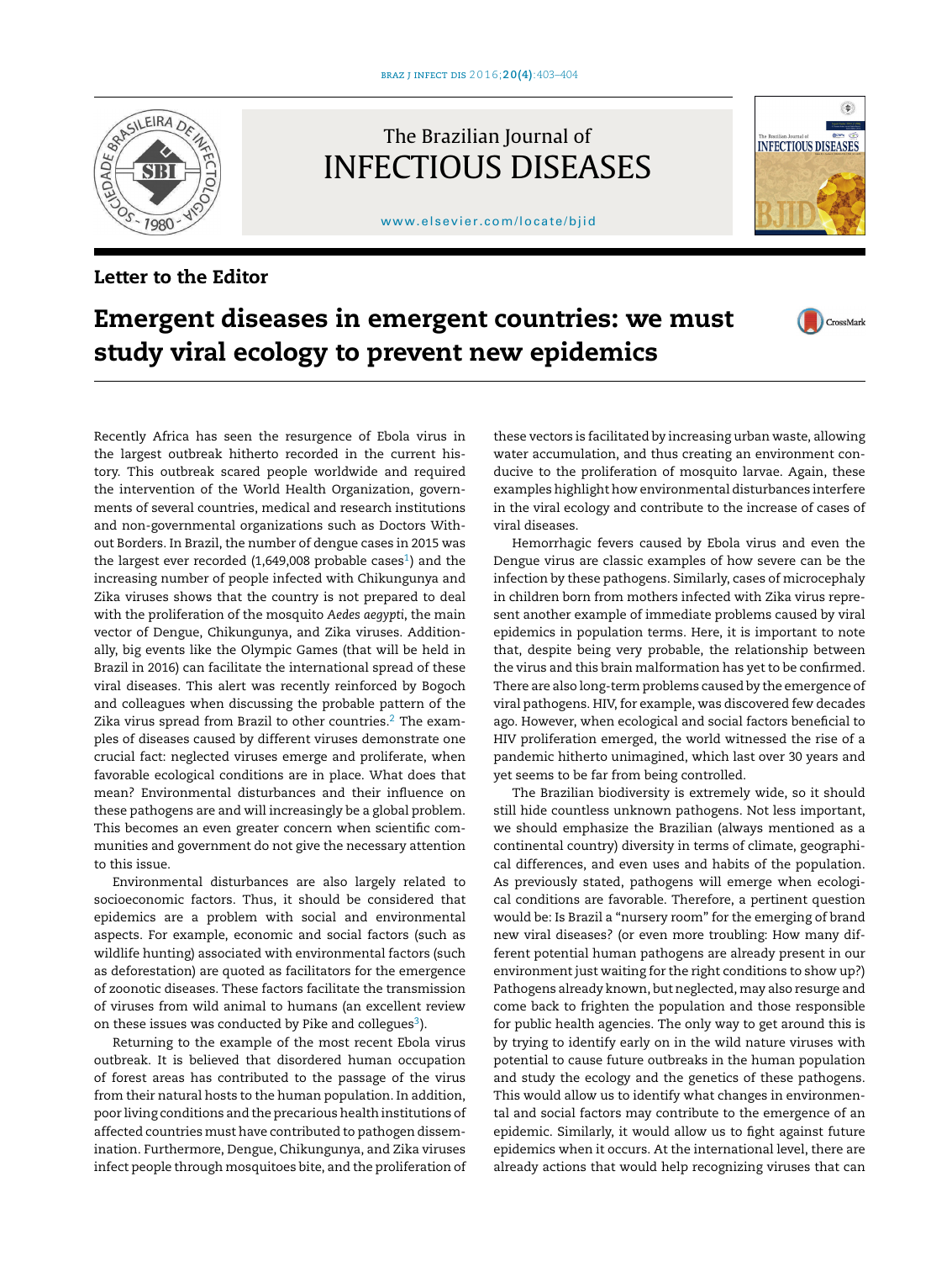The Brazilian Journal of
INFECTIOUS DISEASES

www.elsevier.com/locate/bjid

## Letter to the Editor

# Emergent diseases in emergent countries: we must study viral ecology to prevent new epidemics

Recently Africa has seen the resurgence of Ebola virus in the largest outbreak hitherto recorded in the current history. This outbreak scared people worldwide and required the intervention of the World Health Organization, governments of several countries, medical and research institutions and non-governmental organizations such as Doctors Without Borders. In Brazil, the number of dengue cases in 2015 was the largest ever recorded (1,649,008 probable cases[1]) and the increasing number of people infected with Chikungunya and Zika viruses shows that the country is not prepared to deal with the proliferation of the mosquito *Aedes aegypti*, the main vector of Dengue, Chikungunya, and Zika viruses. Additionally, big events like the Olympic Games (that will be held in Brazil in 2016) can facilitate the international spread of these viral diseases. This alert was recently reinforced by Bogoch and colleagues when discussing the probable pattern of the Zika virus spread from Brazil to other countries.[2] The examples of diseases caused by different viruses demonstrate one crucial fact: neglected viruses emerge and proliferate, when favorable ecological conditions are in place. What does that mean? Environmental disturbances and their influence on these pathogens are and will increasingly be a global problem. This becomes an even greater concern when scientific communities and government do not give the necessary attention to this issue.

Environmental disturbances are also largely related to socioeconomic factors. Thus, it should be considered that epidemics are a problem with social and environmental aspects. For example, economic and social factors (such as wildlife hunting) associated with environmental factors (such as deforestation) are quoted as facilitators for the emergence of zoonotic diseases. These factors facilitate the transmission of viruses from wild animal to humans (an excellent review on these issues was conducted by Pike and collegues[3]).

Returning to the example of the most recent Ebola virus outbreak. It is believed that disordered human occupation of forest areas has contributed to the passage of the virus from their natural hosts to the human population. In addition, poor living conditions and the precarious health institutions of affected countries must have contributed to pathogen dissemination. Furthermore, Dengue, Chikungunya, and Zika viruses infect people through mosquitoes bite, and the proliferation of these vectors is facilitated by increasing urban waste, allowing water accumulation, and thus creating an environment conducive to the proliferation of mosquito larvae. Again, these examples highlight how environmental disturbances interfere in the viral ecology and contribute to the increase of cases of viral diseases.

Hemorrhagic fevers caused by Ebola virus and even the Dengue virus are classic examples of how severe can be the infection by these pathogens. Similarly, cases of microcephaly in children born from mothers infected with Zika virus represent another example of immediate problems caused by viral epidemics in population terms. Here, it is important to note that, despite being very probable, the relationship between the virus and this brain malformation has yet to be confirmed. There are also long-term problems caused by the emergence of viral pathogens. HIV, for example, was discovered few decades ago. However, when ecological and social factors beneficial to HIV proliferation emerged, the world witnessed the rise of a pandemic hitherto unimagined, which last over 30 years and yet seems to be far from being controlled.

The Brazilian biodiversity is extremely wide, so it should still hide countless unknown pathogens. Not less important, we should emphasize the Brazilian (always mentioned as a continental country) diversity in terms of climate, geographical differences, and even uses and habits of the population. As previously stated, pathogens will emerge when ecological conditions are favorable. Therefore, a pertinent question would be: Is Brazil a "nursery room" for the emerging of brand new viral diseases? (or even more troubling: How many different potential human pathogens are already present in our environment just waiting for the right conditions to show up?) Pathogens already known, but neglected, may also resurge and come back to frighten the population and those responsible for public health agencies. The only way to get around this is by trying to identify early on in the wild nature viruses with potential to cause future outbreaks in the human population and study the ecology and the genetics of these pathogens. This would allow us to identify what changes in environmental and social factors may contribute to the emergence of an epidemic. Similarly, it would allow us to fight against future epidemics when it occurs. At the international level, there are already actions that would help recognizing viruses that can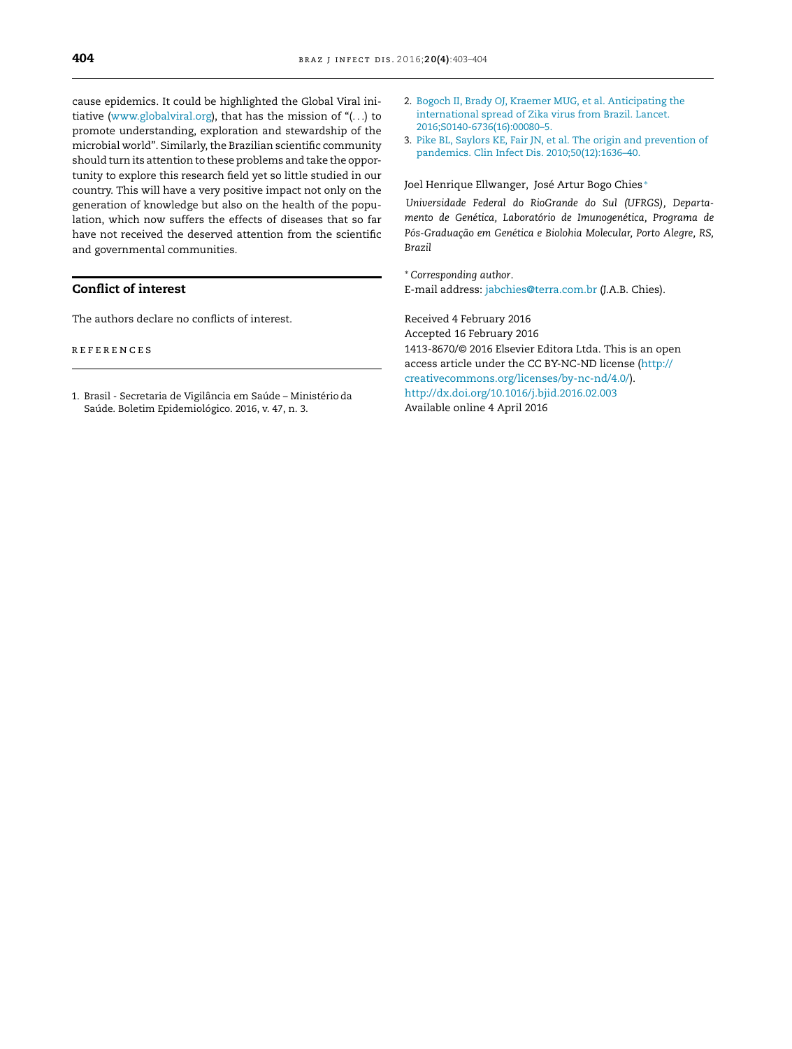cause epidemics. It could be highlighted the Global Viral initiative (www.globalviral.org), that has the mission of "(. . .) to promote understanding, exploration and stewardship of the microbial world". Similarly, the Brazilian scientific community should turn its attention to these problems and take the opportunity to explore this research field yet so little studied in our country. This will have a very positive impact not only on the generation of knowledge but also on the health of the population, which now suffers the effects of diseases that so far have not received the deserved attention from the scientific and governmental communities.

## Conflict of interest

The authors declare no conflicts of interest.

## REFERENCES

1. Brasil - Secretaria de Vigilância em Saúde – Ministério da Saúde. Boletim Epidemiológico. 2016, v. 47, n. 3.
2. Bogoch II, Brady OJ, Kraemer MUG, et al. Anticipating the international spread of Zika virus from Brazil. Lancet. 2016;S0140-6736(16):00080–5.
3. Pike BL, Saylors KE, Fair JN, et al. The origin and prevention of pandemics. Clin Infect Dis. 2010;50(12):1636–40.

Joel Henrique Ellwanger, José Artur Bogo Chies*

*Universidade Federal do RioGrande do Sul (UFRGS), Departamento de Genética, Laboratório de Imunogenética, Programa de Pós-Graduação em Genética e Biolohia Molecular, Porto Alegre, RS, Brazil*

\* *Corresponding author.*
E-mail address: jabchies@terra.com.br (J.A.B. Chies).

Received 4 February 2016
Accepted 16 February 2016
1413-8670/© 2016 Elsevier Editora Ltda. This is an open access article under the CC BY-NC-ND license (http://creativecommons.org/licenses/by-nc-nd/4.0/).
http://dx.doi.org/10.1016/j.bjid.2016.02.003
Available online 4 April 2016